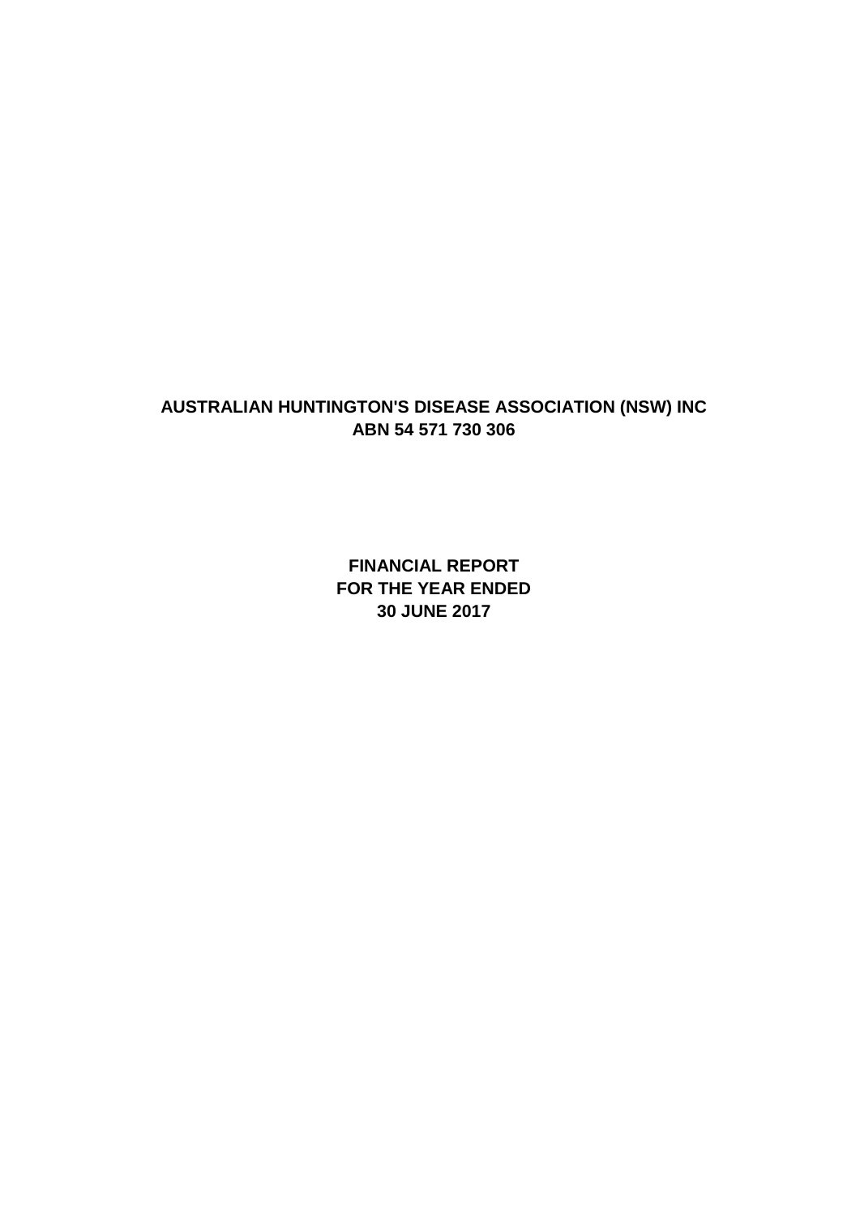# AUSTRALIAN HUNTINGTON'S DISEASE ASSOCIATION (NSW) INC
## ABN 54 571 730 306

## FINANCIAL REPORT
## FOR THE YEAR ENDED
## 30 JUNE 2017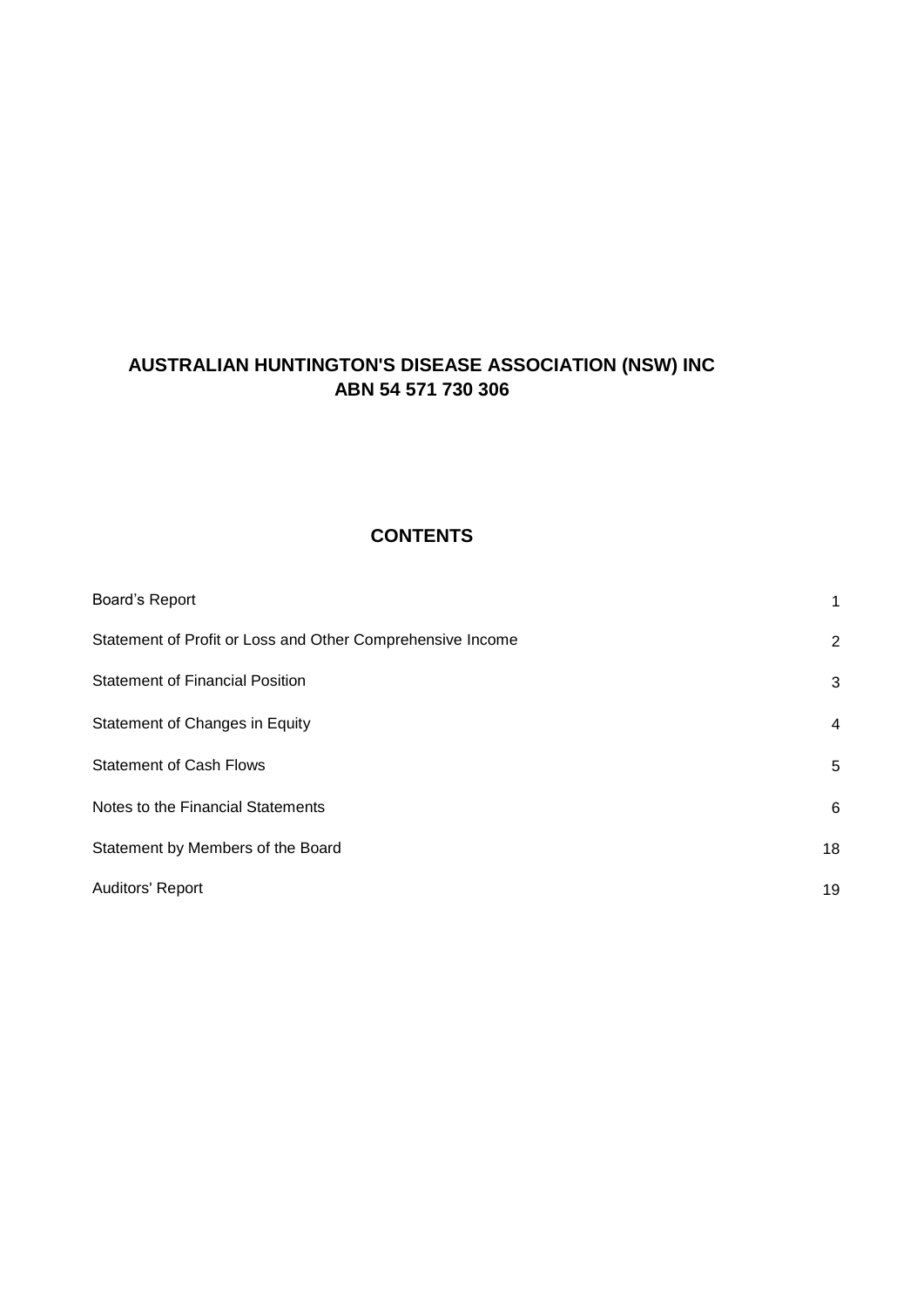# AUSTRALIAN HUNTINGTON'S DISEASE ASSOCIATION (NSW) INC
## ABN 54 571 730 306

## CONTENTS

| | |
|---|---|
| Board's Report | 1 |
| Statement of Profit or Loss and Other Comprehensive Income | 2 |
| Statement of Financial Position | 3 |
| Statement of Changes in Equity | 4 |
| Statement of Cash Flows | 5 |
| Notes to the Financial Statements | 6 |
| Statement by Members of the Board | 18 |
| Auditors' Report | 19 |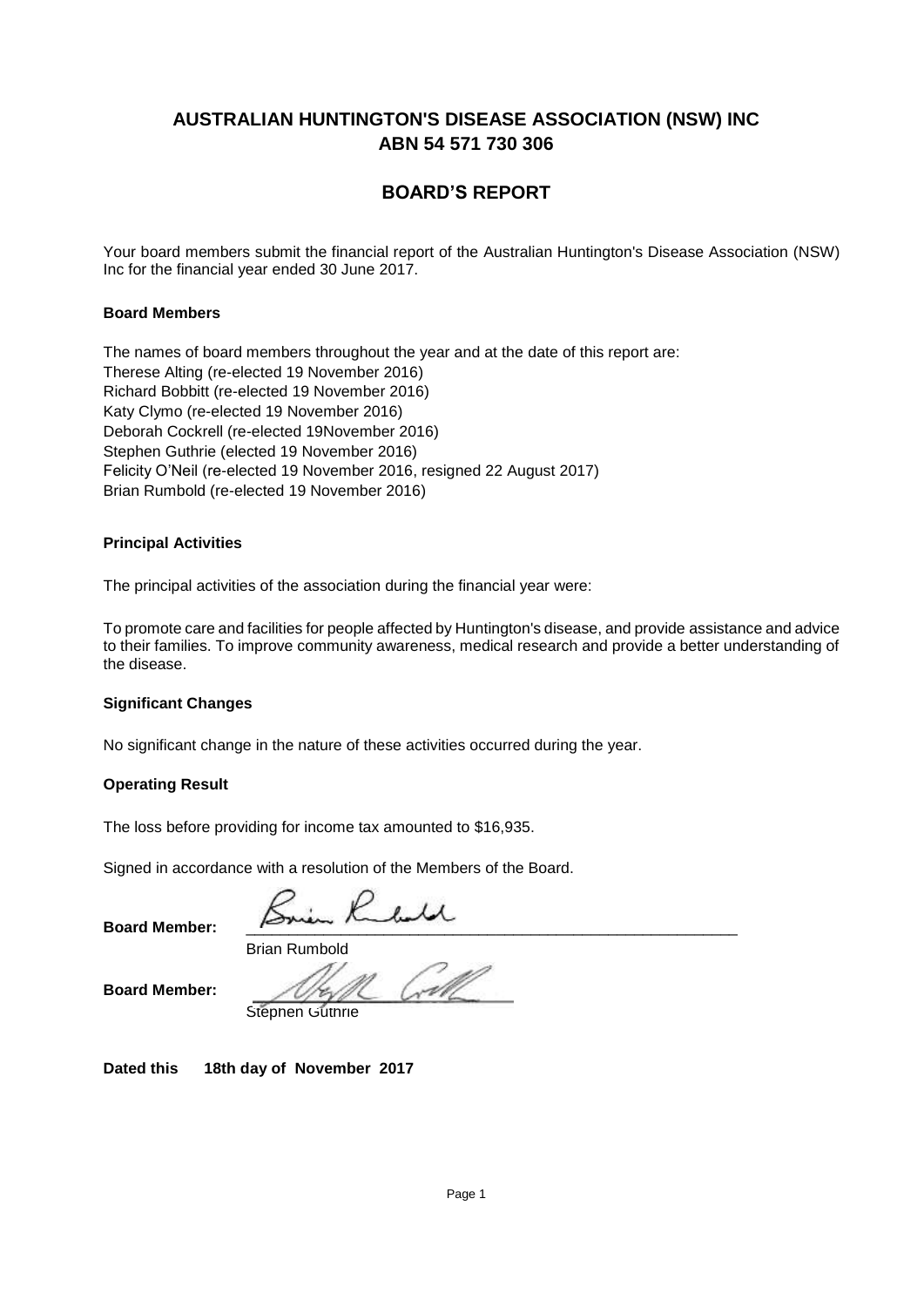# AUSTRALIAN HUNTINGTON'S DISEASE ASSOCIATION (NSW) INC
## ABN 54 571 730 306

## BOARD'S REPORT

Your board members submit the financial report of the Australian Huntington's Disease Association (NSW) Inc for the financial year ended 30 June 2017.

### Board Members

The names of board members throughout the year and at the date of this report are:
Therese Alting (re-elected 19 November 2016)
Richard Bobbitt (re-elected 19 November 2016)
Katy Clymo (re-elected 19 November 2016)
Deborah Cockrell (re-elected 19November 2016)
Stephen Guthrie (elected 19 November 2016)
Felicity O'Neil (re-elected 19 November 2016, resigned 22 August 2017)
Brian Rumbold (re-elected 19 November 2016)

### Principal Activities

The principal activities of the association during the financial year were:

To promote care and facilities for people affected by Huntington's disease, and provide assistance and advice to their families. To improve community awareness, medical research and provide a better understanding of the disease.

### Significant Changes

No significant change in the nature of these activities occurred during the year.

### Operating Result

The loss before providing for income tax amounted to $16,935.

Signed in accordance with a resolution of the Members of the Board.

**Board Member:** ____________________
Brian Rumbold

**Board Member:** ____________________
Stephen Guthrie

**Dated this 18th day of November 2017**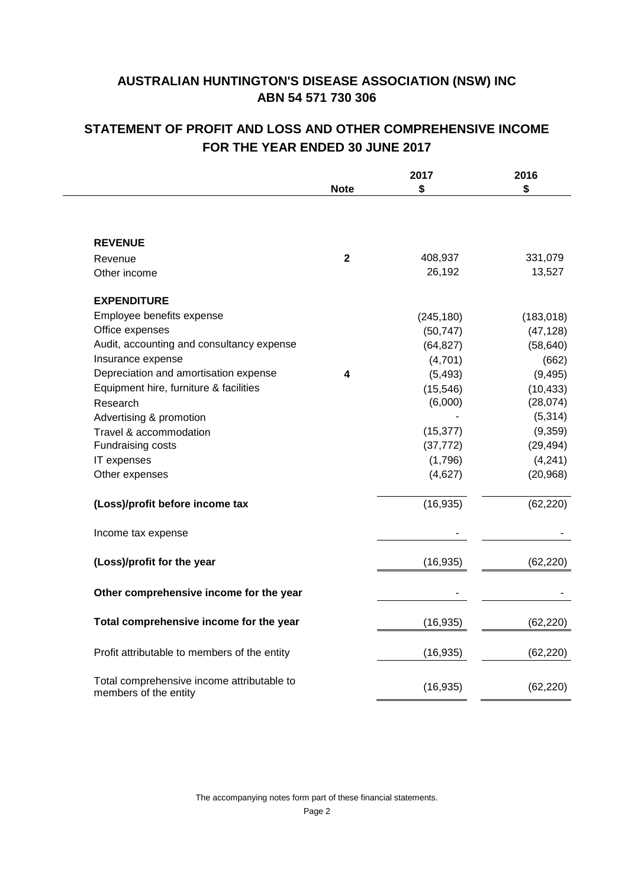# AUSTRALIAN HUNTINGTON'S DISEASE ASSOCIATION (NSW) INC
## ABN 54 571 730 306

## STATEMENT OF PROFIT AND LOSS AND OTHER COMPREHENSIVE INCOME
## FOR THE YEAR ENDED 30 JUNE 2017

| | Note | 2017 $ | 2016 $ |
|---|---|---|---|
| **REVENUE** | | | |
| Revenue | 2 | 408,937 | 331,079 |
| Other income | | 26,192 | 13,527 |
| **EXPENDITURE** | | | |
| Employee benefits expense | | (245,180) | (183,018) |
| Office expenses | | (50,747) | (47,128) |
| Audit, accounting and consultancy expense | | (64,827) | (58,640) |
| Insurance expense | | (4,701) | (662) |
| Depreciation and amortisation expense | 4 | (5,493) | (9,495) |
| Equipment hire, furniture & facilities | | (15,546) | (10,433) |
| Research | | (6,000) | (28,074) |
| Advertising & promotion | | - | (5,314) |
| Travel & accommodation | | (15,377) | (9,359) |
| Fundraising costs | | (37,772) | (29,494) |
| IT expenses | | (1,796) | (4,241) |
| Other expenses | | (4,627) | (20,968) |
| **(Loss)/profit before income tax** | | (16,935) | (62,220) |
| Income tax expense | | - | - |
| **(Loss)/profit for the year** | | (16,935) | (62,220) |
| **Other comprehensive income for the year** | | - | - |
| **Total comprehensive income for the year** | | (16,935) | (62,220) |
| Profit attributable to members of the entity | | (16,935) | (62,220) |
| Total comprehensive income attributable to members of the entity | | (16,935) | (62,220) |

The accompanying notes form part of these financial statements.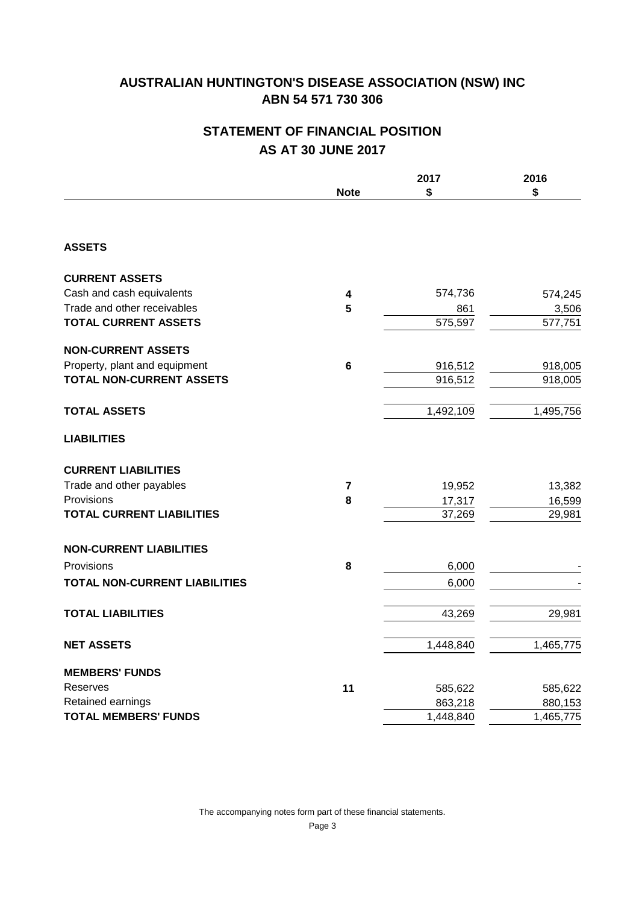# AUSTRALIAN HUNTINGTON'S DISEASE ASSOCIATION (NSW) INC
## ABN 54 571 730 306

## STATEMENT OF FINANCIAL POSITION
## AS AT 30 JUNE 2017

| | Note | 2017<br>$ | 2016<br>$ |
|---|---|---|---|
| **ASSETS** | | | |
| **CURRENT ASSETS** | | | |
| Cash and cash equivalents | 4 | 574,736 | 574,245 |
| Trade and other receivables | 5 | 861 | 3,506 |
| **TOTAL CURRENT ASSETS** | | 575,597 | 577,751 |
| **NON-CURRENT ASSETS** | | | |
| Property, plant and equipment | 6 | 916,512 | 918,005 |
| **TOTAL NON-CURRENT ASSETS** | | 916,512 | 918,005 |
| **TOTAL ASSETS** | | 1,492,109 | 1,495,756 |
| **LIABILITIES** | | | |
| **CURRENT LIABILITIES** | | | |
| Trade and other payables | 7 | 19,952 | 13,382 |
| Provisions | 8 | 17,317 | 16,599 |
| **TOTAL CURRENT LIABILITIES** | | 37,269 | 29,981 |
| **NON-CURRENT LIABILITIES** | | | |
| Provisions | 8 | 6,000 | - |
| **TOTAL NON-CURRENT LIABILITIES** | | 6,000 | - |
| **TOTAL LIABILITIES** | | 43,269 | 29,981 |
| **NET ASSETS** | | 1,448,840 | 1,465,775 |
| **MEMBERS' FUNDS** | | | |
| Reserves | 11 | 585,622 | 585,622 |
| Retained earnings | | 863,218 | 880,153 |
| **TOTAL MEMBERS' FUNDS** | | 1,448,840 | 1,465,775 |

The accompanying notes form part of these financial statements.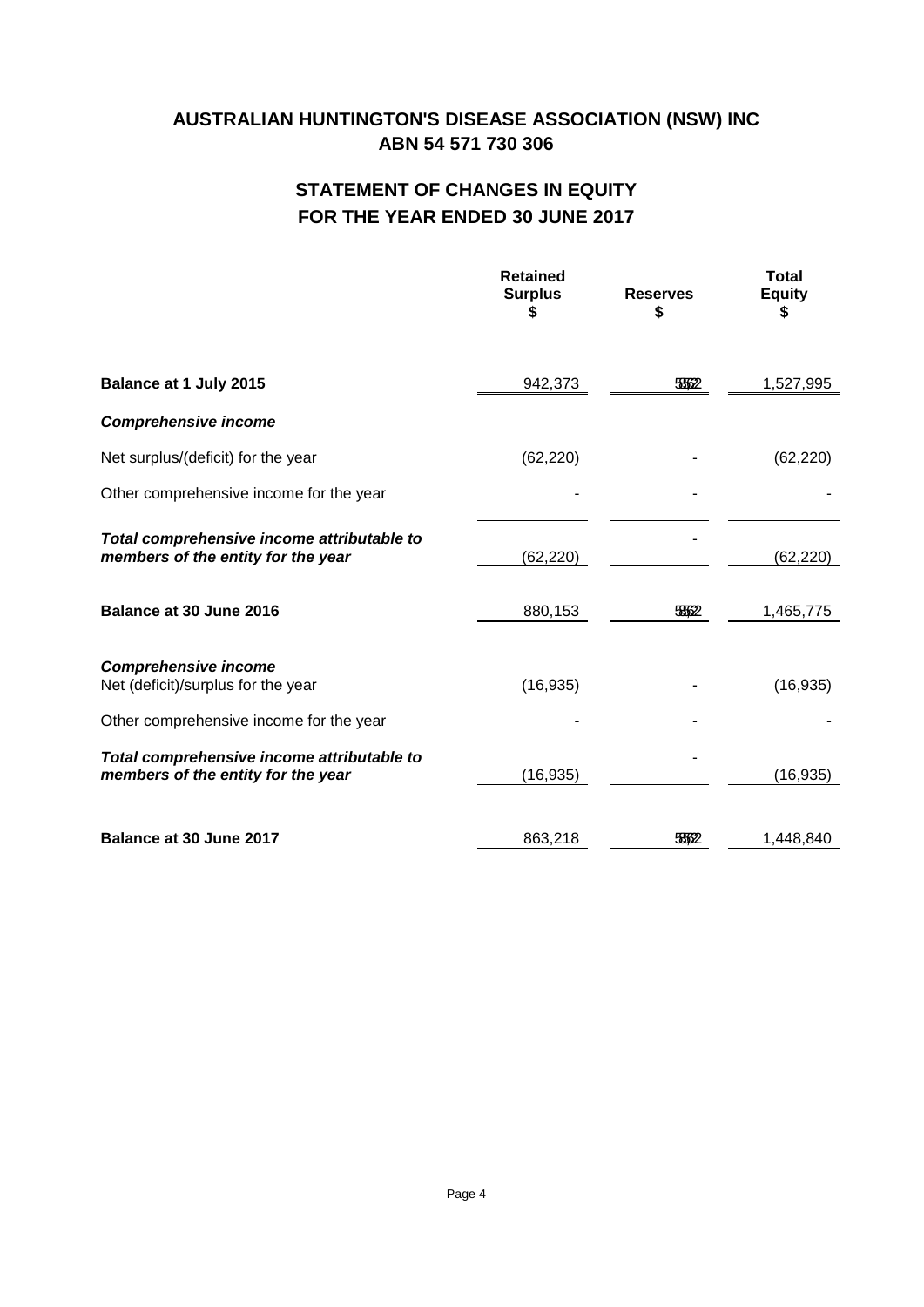# AUSTRALIAN HUNTINGTON'S DISEASE ASSOCIATION (NSW) INC
## ABN 54 571 730 306

## STATEMENT OF CHANGES IN EQUITY
## FOR THE YEAR ENDED 30 JUNE 2017

| | Retained Surplus $ | Reserves $ | Total Equity $ |
|---|---|---|---|
| **Balance at 1 July 2015** | 942,373 | 585,622 | 1,527,995 |
| ***Comprehensive income*** | | | |
| Net surplus/(deficit) for the year | (62,220) | - | (62,220) |
| Other comprehensive income for the year | - | - | - |
| ***Total comprehensive income attributable to members of the entity for the year*** | (62,220) | - | (62,220) |
| **Balance at 30 June 2016** | 880,153 | 585,622 | 1,465,775 |
| ***Comprehensive income*** | | | |
| Net (deficit)/surplus for the year | (16,935) | - | (16,935) |
| Other comprehensive income for the year | - | - | - |
| ***Total comprehensive income attributable to members of the entity for the year*** | (16,935) | - | (16,935) |
| **Balance at 30 June 2017** | 863,218 | 585,622 | 1,448,840 |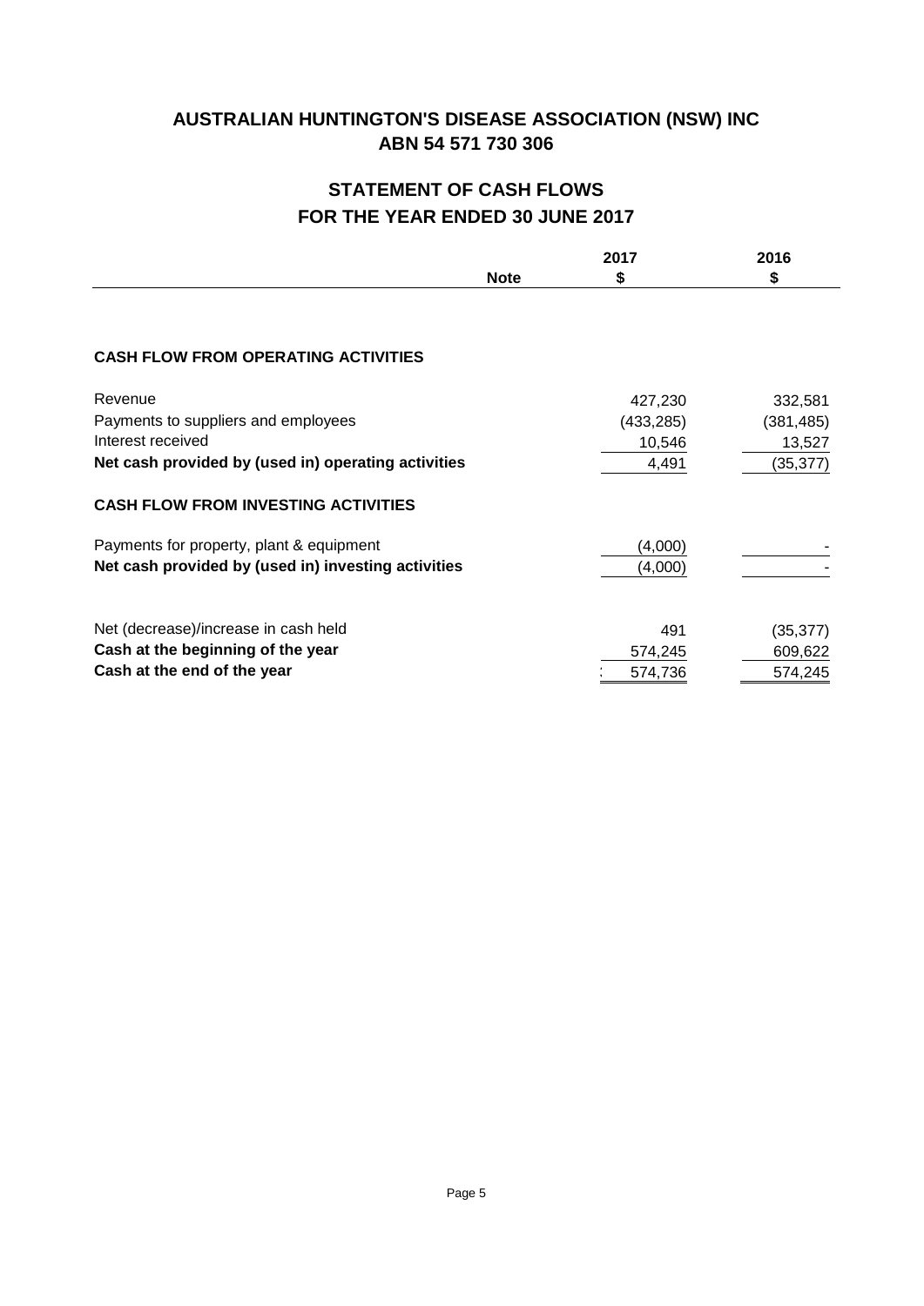# AUSTRALIAN HUNTINGTON'S DISEASE ASSOCIATION (NSW) INC
## ABN 54 571 730 306

## STATEMENT OF CASH FLOWS
## FOR THE YEAR ENDED 30 JUNE 2017

| | Note | 2017<br>$ | 2016<br>$ |
|---|---|---|---|
| **CASH FLOW FROM OPERATING ACTIVITIES** | | | |
| Revenue | | 427,230 | 332,581 |
| Payments to suppliers and employees | | (433,285) | (381,485) |
| Interest received | | 10,546 | 13,527 |
| **Net cash provided by (used in) operating activities** | | 4,491 | (35,377) |
| **CASH FLOW FROM INVESTING ACTIVITIES** | | | |
| Payments for property, plant & equipment | | (4,000) | - |
| **Net cash provided by (used in) investing activities** | | (4,000) | - |
| Net (decrease)/increase in cash held | | 491 | (35,377) |
| **Cash at the beginning of the year** | | 574,245 | 609,622 |
| **Cash at the end of the year** | | 574,736 | 574,245 |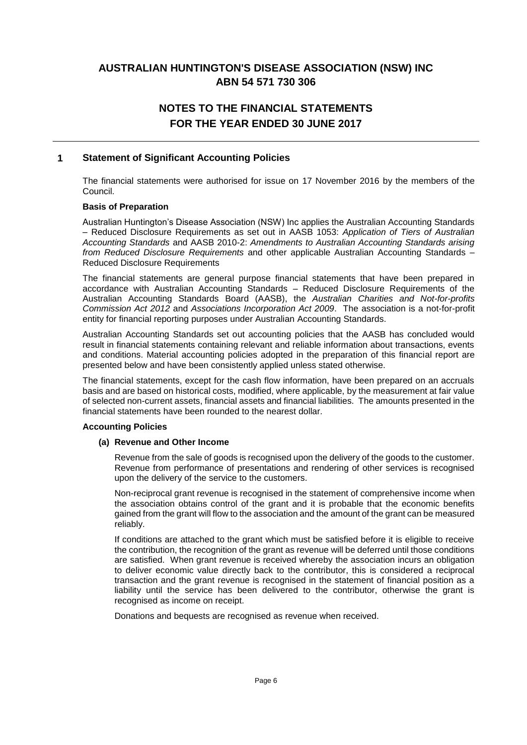# AUSTRALIAN HUNTINGTON'S DISEASE ASSOCIATION (NSW) INC
# ABN 54 571 730 306

## NOTES TO THE FINANCIAL STATEMENTS
## FOR THE YEAR ENDED 30 JUNE 2017

### 1 Statement of Significant Accounting Policies

The financial statements were authorised for issue on 17 November 2016 by the members of the Council.

**Basis of Preparation**

Australian Huntington's Disease Association (NSW) Inc applies the Australian Accounting Standards – Reduced Disclosure Requirements as set out in AASB 1053: *Application of Tiers of Australian Accounting Standards* and AASB 2010-2: *Amendments to Australian Accounting Standards arising from Reduced Disclosure Requirements* and other applicable Australian Accounting Standards – Reduced Disclosure Requirements

The financial statements are general purpose financial statements that have been prepared in accordance with Australian Accounting Standards – Reduced Disclosure Requirements of the Australian Accounting Standards Board (AASB), the *Australian Charities and Not-for-profits Commission Act 2012* and *Associations Incorporation Act 2009*. The association is a not-for-profit entity for financial reporting purposes under Australian Accounting Standards.

Australian Accounting Standards set out accounting policies that the AASB has concluded would result in financial statements containing relevant and reliable information about transactions, events and conditions. Material accounting policies adopted in the preparation of this financial report are presented below and have been consistently applied unless stated otherwise.

The financial statements, except for the cash flow information, have been prepared on an accruals basis and are based on historical costs, modified, where applicable, by the measurement at fair value of selected non-current assets, financial assets and financial liabilities. The amounts presented in the financial statements have been rounded to the nearest dollar.

**Accounting Policies**

**(a) Revenue and Other Income**

Revenue from the sale of goods is recognised upon the delivery of the goods to the customer. Revenue from performance of presentations and rendering of other services is recognised upon the delivery of the service to the customers.

Non-reciprocal grant revenue is recognised in the statement of comprehensive income when the association obtains control of the grant and it is probable that the economic benefits gained from the grant will flow to the association and the amount of the grant can be measured reliably.

If conditions are attached to the grant which must be satisfied before it is eligible to receive the contribution, the recognition of the grant as revenue will be deferred until those conditions are satisfied. When grant revenue is received whereby the association incurs an obligation to deliver economic value directly back to the contributor, this is considered a reciprocal transaction and the grant revenue is recognised in the statement of financial position as a liability until the service has been delivered to the contributor, otherwise the grant is recognised as income on receipt.

Donations and bequests are recognised as revenue when received.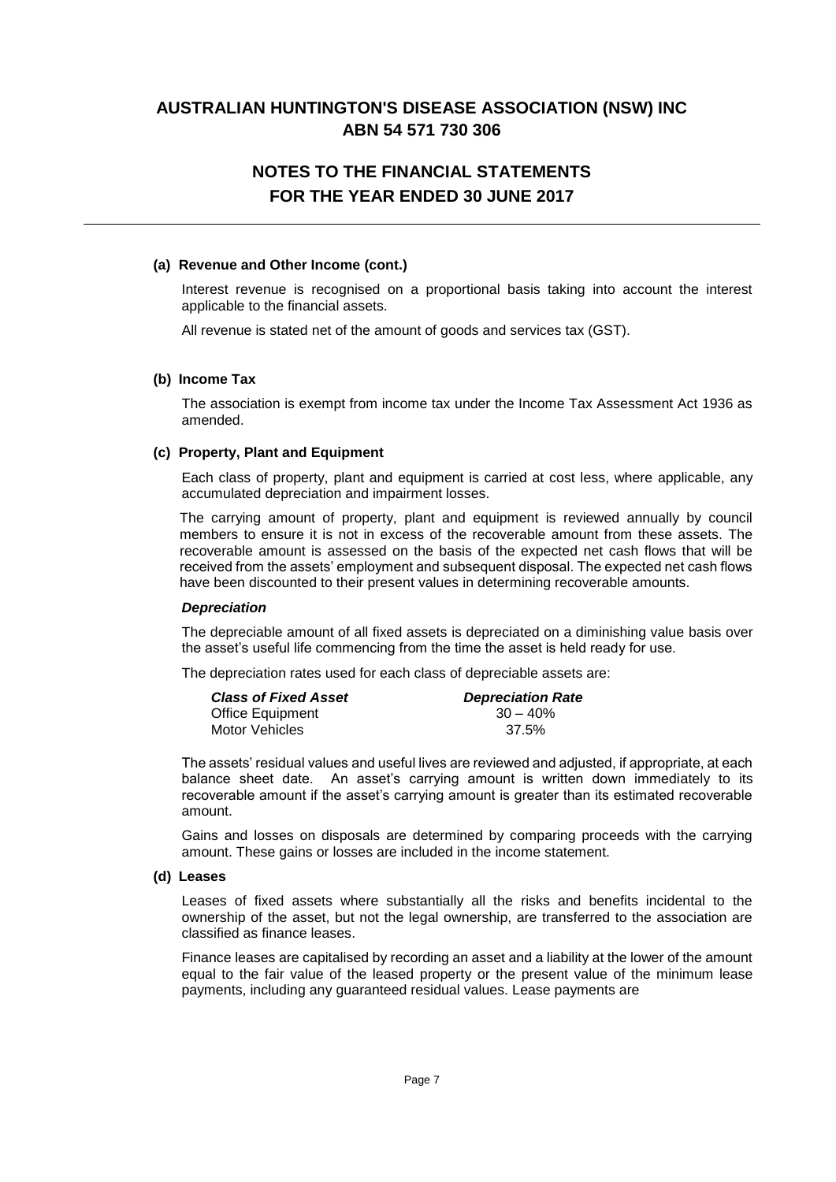# AUSTRALIAN HUNTINGTON'S DISEASE ASSOCIATION (NSW) INC
## ABN 54 571 730 306

## NOTES TO THE FINANCIAL STATEMENTS
## FOR THE YEAR ENDED 30 JUNE 2017

---

**(a) Revenue and Other Income (cont.)**

Interest revenue is recognised on a proportional basis taking into account the interest applicable to the financial assets.

All revenue is stated net of the amount of goods and services tax (GST).

**(b) Income Tax**

The association is exempt from income tax under the Income Tax Assessment Act 1936 as amended.

**(c) Property, Plant and Equipment**

Each class of property, plant and equipment is carried at cost less, where applicable, any accumulated depreciation and impairment losses.

The carrying amount of property, plant and equipment is reviewed annually by council members to ensure it is not in excess of the recoverable amount from these assets. The recoverable amount is assessed on the basis of the expected net cash flows that will be received from the assets' employment and subsequent disposal. The expected net cash flows have been discounted to their present values in determining recoverable amounts.

***Depreciation***

The depreciable amount of all fixed assets is depreciated on a diminishing value basis over the asset's useful life commencing from the time the asset is held ready for use.

The depreciation rates used for each class of depreciable assets are:

| *Class of Fixed Asset* | *Depreciation Rate* |
|---|---|
| Office Equipment | 30 – 40% |
| Motor Vehicles | 37.5% |

The assets' residual values and useful lives are reviewed and adjusted, if appropriate, at each balance sheet date. An asset's carrying amount is written down immediately to its recoverable amount if the asset's carrying amount is greater than its estimated recoverable amount.

Gains and losses on disposals are determined by comparing proceeds with the carrying amount. These gains or losses are included in the income statement.

**(d) Leases**

Leases of fixed assets where substantially all the risks and benefits incidental to the ownership of the asset, but not the legal ownership, are transferred to the association are classified as finance leases.

Finance leases are capitalised by recording an asset and a liability at the lower of the amount equal to the fair value of the leased property or the present value of the minimum lease payments, including any guaranteed residual values. Lease payments are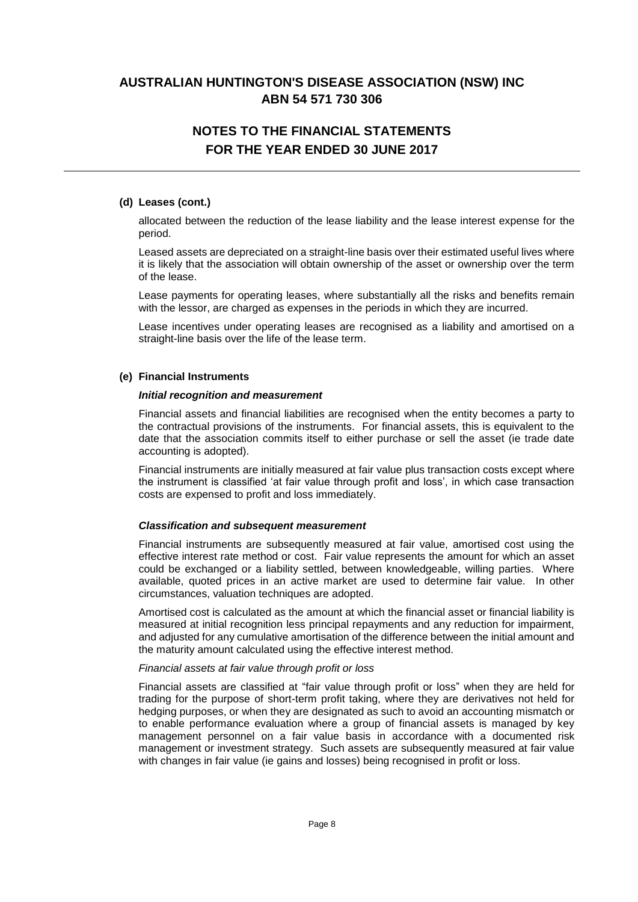**(d) Leases (cont.)**

allocated between the reduction of the lease liability and the lease interest expense for the period.

Leased assets are depreciated on a straight-line basis over their estimated useful lives where it is likely that the association will obtain ownership of the asset or ownership over the term of the lease.

Lease payments for operating leases, where substantially all the risks and benefits remain with the lessor, are charged as expenses in the periods in which they are incurred.

Lease incentives under operating leases are recognised as a liability and amortised on a straight-line basis over the life of the lease term.

**(e) Financial Instruments**

***Initial recognition and measurement***

Financial assets and financial liabilities are recognised when the entity becomes a party to the contractual provisions of the instruments. For financial assets, this is equivalent to the date that the association commits itself to either purchase or sell the asset (ie trade date accounting is adopted).

Financial instruments are initially measured at fair value plus transaction costs except where the instrument is classified 'at fair value through profit and loss', in which case transaction costs are expensed to profit and loss immediately.

***Classification and subsequent measurement***

Financial instruments are subsequently measured at fair value, amortised cost using the effective interest rate method or cost. Fair value represents the amount for which an asset could be exchanged or a liability settled, between knowledgeable, willing parties. Where available, quoted prices in an active market are used to determine fair value. In other circumstances, valuation techniques are adopted.

Amortised cost is calculated as the amount at which the financial asset or financial liability is measured at initial recognition less principal repayments and any reduction for impairment, and adjusted for any cumulative amortisation of the difference between the initial amount and the maturity amount calculated using the effective interest method.

*Financial assets at fair value through profit or loss*

Financial assets are classified at "fair value through profit or loss" when they are held for trading for the purpose of short-term profit taking, where they are derivatives not held for hedging purposes, or when they are designated as such to avoid an accounting mismatch or to enable performance evaluation where a group of financial assets is managed by key management personnel on a fair value basis in accordance with a documented risk management or investment strategy. Such assets are subsequently measured at fair value with changes in fair value (ie gains and losses) being recognised in profit or loss.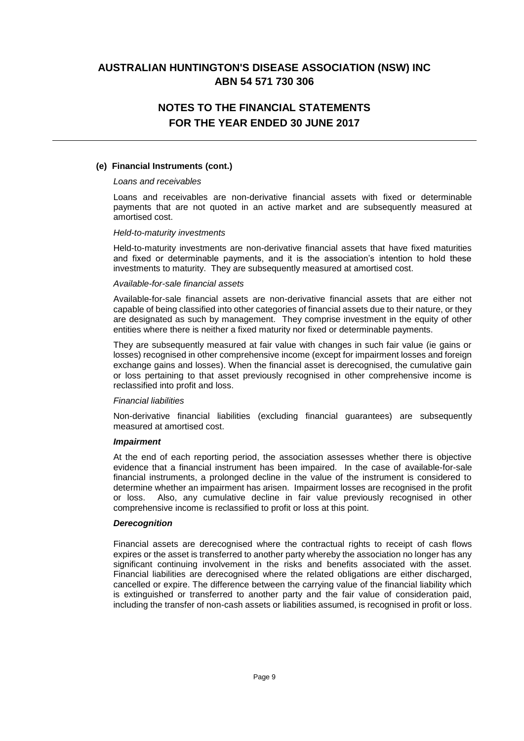# AUSTRALIAN HUNTINGTON'S DISEASE ASSOCIATION (NSW) INC
## ABN 54 571 730 306

## NOTES TO THE FINANCIAL STATEMENTS
## FOR THE YEAR ENDED 30 JUNE 2017

---

### (e) Financial Instruments (cont.)

*Loans and receivables*

Loans and receivables are non-derivative financial assets with fixed or determinable payments that are not quoted in an active market and are subsequently measured at amortised cost.

*Held-to-maturity investments*

Held-to-maturity investments are non-derivative financial assets that have fixed maturities and fixed or determinable payments, and it is the association's intention to hold these investments to maturity. They are subsequently measured at amortised cost.

*Available-for-sale financial assets*

Available-for-sale financial assets are non-derivative financial assets that are either not capable of being classified into other categories of financial assets due to their nature, or they are designated as such by management. They comprise investment in the equity of other entities where there is neither a fixed maturity nor fixed or determinable payments.

They are subsequently measured at fair value with changes in such fair value (ie gains or losses) recognised in other comprehensive income (except for impairment losses and foreign exchange gains and losses). When the financial asset is derecognised, the cumulative gain or loss pertaining to that asset previously recognised in other comprehensive income is reclassified into profit and loss.

*Financial liabilities*

Non-derivative financial liabilities (excluding financial guarantees) are subsequently measured at amortised cost.

***Impairment***

At the end of each reporting period, the association assesses whether there is objective evidence that a financial instrument has been impaired. In the case of available-for-sale financial instruments, a prolonged decline in the value of the instrument is considered to determine whether an impairment has arisen. Impairment losses are recognised in the profit or loss. Also, any cumulative decline in fair value previously recognised in other comprehensive income is reclassified to profit or loss at this point.

***Derecognition***

Financial assets are derecognised where the contractual rights to receipt of cash flows expires or the asset is transferred to another party whereby the association no longer has any significant continuing involvement in the risks and benefits associated with the asset. Financial liabilities are derecognised where the related obligations are either discharged, cancelled or expire. The difference between the carrying value of the financial liability which is extinguished or transferred to another party and the fair value of consideration paid, including the transfer of non-cash assets or liabilities assumed, is recognised in profit or loss.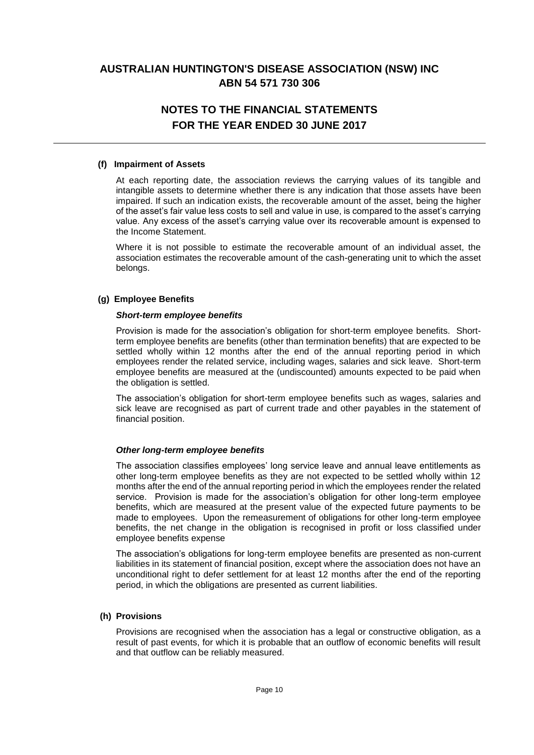#### (f) Impairment of Assets

At each reporting date, the association reviews the carrying values of its tangible and intangible assets to determine whether there is any indication that those assets have been impaired. If such an indication exists, the recoverable amount of the asset, being the higher of the asset's fair value less costs to sell and value in use, is compared to the asset's carrying value. Any excess of the asset's carrying value over its recoverable amount is expensed to the Income Statement.

Where it is not possible to estimate the recoverable amount of an individual asset, the association estimates the recoverable amount of the cash-generating unit to which the asset belongs.

#### (g) Employee Benefits

***Short-term employee benefits***

Provision is made for the association's obligation for short-term employee benefits. Short-term employee benefits are benefits (other than termination benefits) that are expected to be settled wholly within 12 months after the end of the annual reporting period in which employees render the related service, including wages, salaries and sick leave. Short-term employee benefits are measured at the (undiscounted) amounts expected to be paid when the obligation is settled.

The association's obligation for short-term employee benefits such as wages, salaries and sick leave are recognised as part of current trade and other payables in the statement of financial position.

***Other long-term employee benefits***

The association classifies employees' long service leave and annual leave entitlements as other long-term employee benefits as they are not expected to be settled wholly within 12 months after the end of the annual reporting period in which the employees render the related service. Provision is made for the association's obligation for other long-term employee benefits, which are measured at the present value of the expected future payments to be made to employees. Upon the remeasurement of obligations for other long-term employee benefits, the net change in the obligation is recognised in profit or loss classified under employee benefits expense

The association's obligations for long-term employee benefits are presented as non-current liabilities in its statement of financial position, except where the association does not have an unconditional right to defer settlement for at least 12 months after the end of the reporting period, in which the obligations are presented as current liabilities.

#### (h) Provisions

Provisions are recognised when the association has a legal or constructive obligation, as a result of past events, for which it is probable that an outflow of economic benefits will result and that outflow can be reliably measured.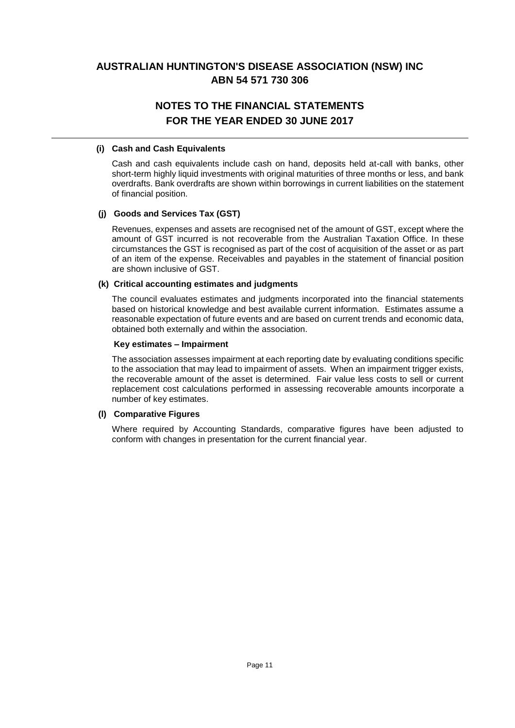# AUSTRALIAN HUNTINGTON'S DISEASE ASSOCIATION (NSW) INC
# ABN 54 571 730 306

## NOTES TO THE FINANCIAL STATEMENTS
## FOR THE YEAR ENDED 30 JUNE 2017

**(i) Cash and Cash Equivalents**

Cash and cash equivalents include cash on hand, deposits held at-call with banks, other short-term highly liquid investments with original maturities of three months or less, and bank overdrafts. Bank overdrafts are shown within borrowings in current liabilities on the statement of financial position.

**(j) Goods and Services Tax (GST)**

Revenues, expenses and assets are recognised net of the amount of GST, except where the amount of GST incurred is not recoverable from the Australian Taxation Office. In these circumstances the GST is recognised as part of the cost of acquisition of the asset or as part of an item of the expense. Receivables and payables in the statement of financial position are shown inclusive of GST.

**(k) Critical accounting estimates and judgments**

The council evaluates estimates and judgments incorporated into the financial statements based on historical knowledge and best available current information. Estimates assume a reasonable expectation of future events and are based on current trends and economic data, obtained both externally and within the association.

**Key estimates – Impairment**

The association assesses impairment at each reporting date by evaluating conditions specific to the association that may lead to impairment of assets. When an impairment trigger exists, the recoverable amount of the asset is determined. Fair value less costs to sell or current replacement cost calculations performed in assessing recoverable amounts incorporate a number of key estimates.

**(l) Comparative Figures**

Where required by Accounting Standards, comparative figures have been adjusted to conform with changes in presentation for the current financial year.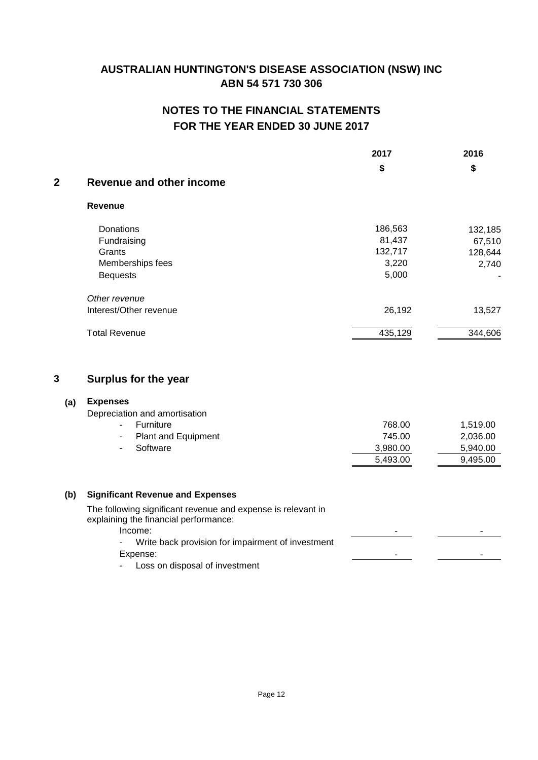# AUSTRALIAN HUNTINGTON'S DISEASE ASSOCIATION (NSW) INC
## ABN 54 571 730 306

## NOTES TO THE FINANCIAL STATEMENTS
## FOR THE YEAR ENDED 30 JUNE 2017

| | | 2017 | 2016 |
|---|---|---|---|
| | | $ | $ |
| **2** | **Revenue and other income** | | |
| | **Revenue** | | |
| | Donations | 186,563 | 132,185 |
| | Fundraising | 81,437 | 67,510 |
| | Grants | 132,717 | 128,644 |
| | Memberships fees | 3,220 | 2,740 |
| | Bequests | 5,000 | - |
| | *Other revenue* | | |
| | Interest/Other revenue | 26,192 | 13,527 |
| | Total Revenue | 435,129 | 344,606 |

## 3 Surplus for the year

| | | 2017 | 2016 |
|---|---|---|---|
| **(a)** | **Expenses** | | |
| | Depreciation and amortisation | | |
| | - Furniture | 768.00 | 1,519.00 |
| | - Plant and Equipment | 745.00 | 2,036.00 |
| | - Software | 3,980.00 | 5,940.00 |
| | | 5,493.00 | 9,495.00 |

**(b) Significant Revenue and Expenses**

The following significant revenue and expense is relevant in explaining the financial performance:

| | 2017 | 2016 |
|---|---|---|
| Income: | - | - |
| - Write back provision for impairment of investment | | |
| Expense: | - | - |
| - Loss on disposal of investment | | |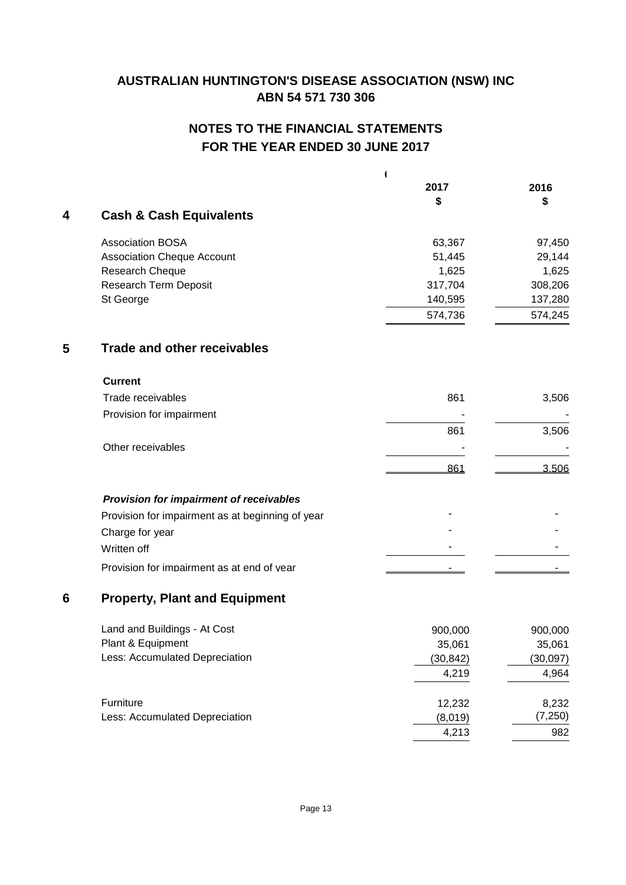# AUSTRALIAN HUNTINGTON'S DISEASE ASSOCIATION (NSW) INC
## ABN 54 571 730 306

## NOTES TO THE FINANCIAL STATEMENTS
## FOR THE YEAR ENDED 30 JUNE 2017

### 4 Cash & Cash Equivalents

| | 2017<br>$ | 2016<br>$ |
|---|---|---|
| Association BOSA | 63,367 | 97,450 |
| Association Cheque Account | 51,445 | 29,144 |
| Research Cheque | 1,625 | 1,625 |
| Research Term Deposit | 317,704 | 308,206 |
| St George | 140,595 | 137,280 |
| | 574,736 | 574,245 |

### 5 Trade and other receivables

| | 2017<br>$ | 2016<br>$ |
|---|---|---|
| **Current** | | |
| Trade receivables | 861 | 3,506 |
| Provision for impairment | - | - |
| | 861 | 3,506 |
| Other receivables | - | - |
| | 861 | 3,506 |

***Provision for impairment of receivables***

| | 2017<br>$ | 2016<br>$ |
|---|---|---|
| Provision for impairment as at beginning of year | - | - |
| Charge for year | - | - |
| Written off | - | - |
| Provision for impairment as at end of year | - | - |

### 6 Property, Plant and Equipment

| | 2017<br>$ | 2016<br>$ |
|---|---|---|
| Land and Buildings - At Cost | 900,000 | 900,000 |
| Plant & Equipment | 35,061 | 35,061 |
| Less: Accumulated Depreciation | (30,842) | (30,097) |
| | 4,219 | 4,964 |
| Furniture | 12,232 | 8,232 |
| Less: Accumulated Depreciation | (8,019) | (7,250) |
| | 4,213 | 982 |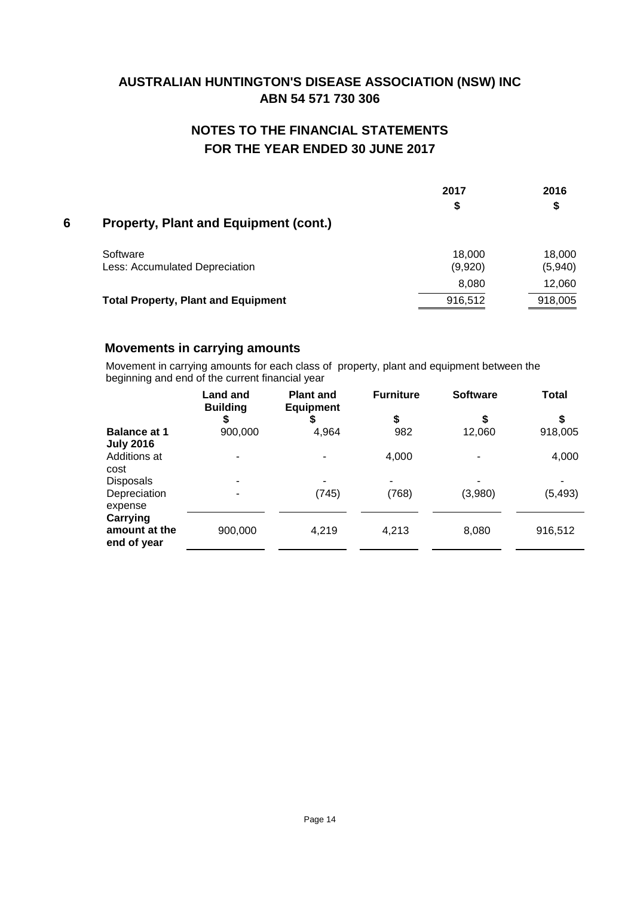# AUSTRALIAN HUNTINGTON'S DISEASE ASSOCIATION (NSW) INC
## ABN 54 571 730 306

## NOTES TO THE FINANCIAL STATEMENTS
## FOR THE YEAR ENDED 30 JUNE 2017

| | 2017 | 2016 |
|---|---|---|
| | $ | $ |
| **6 Property, Plant and Equipment (cont.)** | | |
| Software | 18,000 | 18,000 |
| Less: Accumulated Depreciation | (9,920) | (5,940) |
| | 8,080 | 12,060 |
| **Total Property, Plant and Equipment** | 916,512 | 918,005 |

### Movements in carrying amounts

Movement in carrying amounts for each class of property, plant and equipment between the beginning and end of the current financial year

| | Land and Building | Plant and Equipment | Furniture | Software | Total |
|---|---|---|---|---|---|
| | $ | $ | $ | $ | $ |
| **Balance at 1 July 2016** | 900,000 | 4,964 | 982 | 12,060 | 918,005 |
| Additions at cost | - | - | 4,000 | - | 4,000 |
| Disposals | - | - | - | - | - |
| Depreciation expense | - | (745) | (768) | (3,980) | (5,493) |
| **Carrying amount at the end of year** | 900,000 | 4,219 | 4,213 | 8,080 | 916,512 |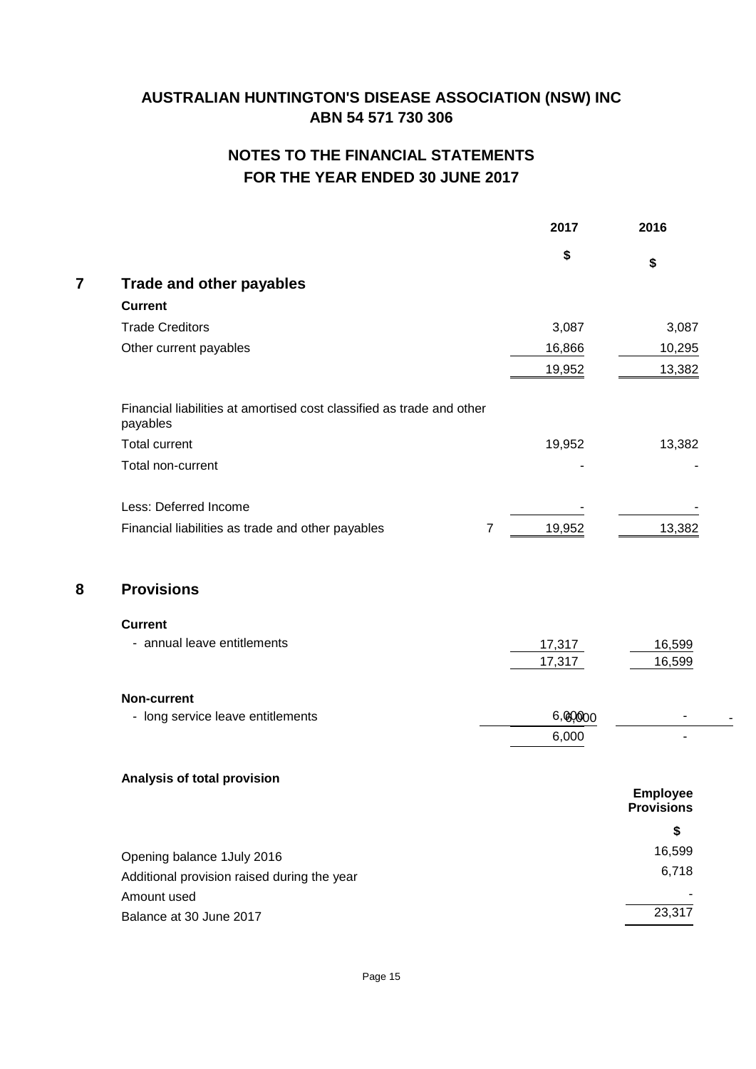# AUSTRALIAN HUNTINGTON'S DISEASE ASSOCIATION (NSW) INC
## ABN 54 571 730 306

## NOTES TO THE FINANCIAL STATEMENTS
## FOR THE YEAR ENDED 30 JUNE 2017

| | | | 2017 | 2016 |
|---|---|---|---|---|
| | | | $ | $ |
| **7** | **Trade and other payables** | | | |
| | **Current** | | | |
| | Trade Creditors | | 3,087 | 3,087 |
| | Other current payables | | 16,866 | 10,295 |
| | | | 19,952 | 13,382 |
| | Financial liabilities at amortised cost classified as trade and other payables | | | |
| | Total current | | 19,952 | 13,382 |
| | Total non-current | | - | - |
| | Less: Deferred Income | | - | - |
| | Financial liabilities as trade and other payables | 7 | 19,952 | 13,382 |
| **8** | **Provisions** | | | |
| | **Current** | | | |
| | - annual leave entitlements | | 17,317 | 16,599 |
| | | | 17,317 | 16,599 |
| | **Non-current** | | | |
| | - long service leave entitlements | | 6,000 | - |
| | | | 6,000 | - |

**Analysis of total provision**

| | Employee Provisions |
|---|---|
| | $ |
| Opening balance 1July 2016 | 16,599 |
| Additional provision raised during the year | 6,718 |
| Amount used | - |
| Balance at 30 June 2017 | 23,317 |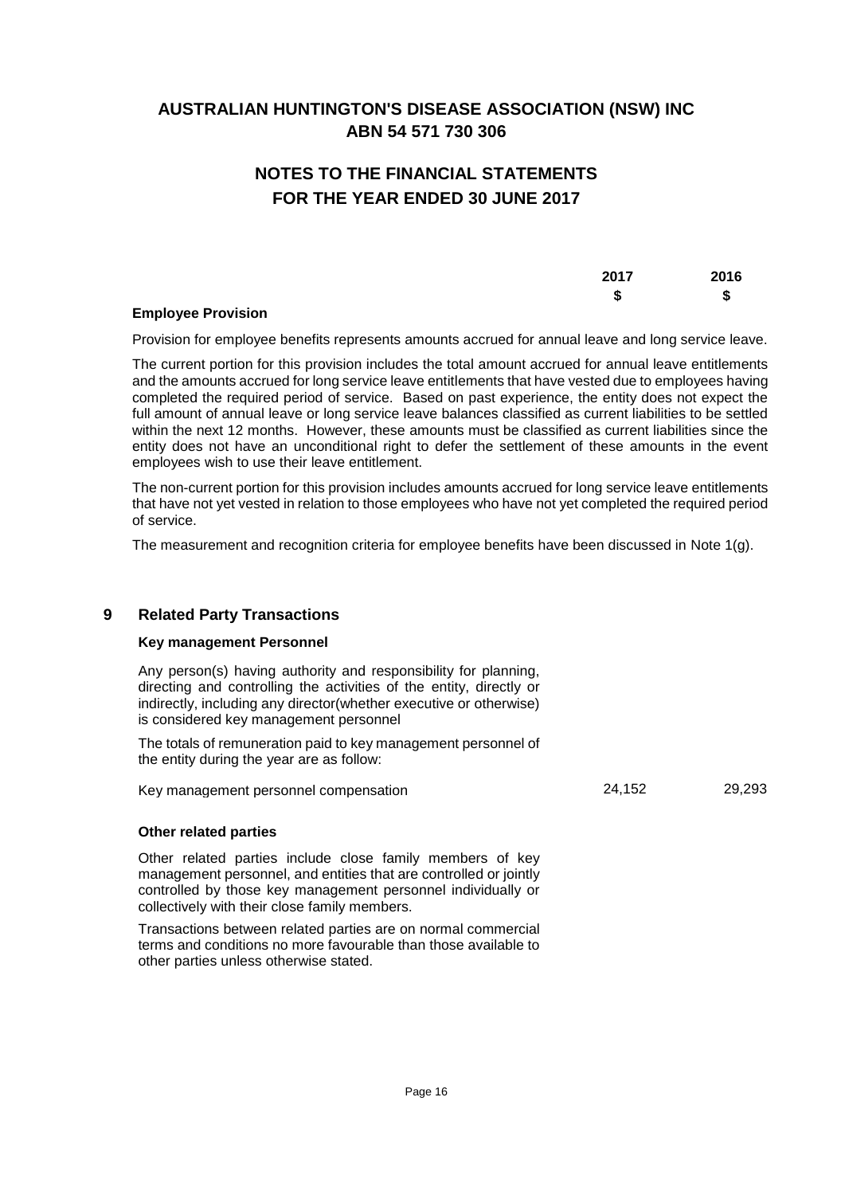# AUSTRALIAN HUNTINGTON'S DISEASE ASSOCIATION (NSW) INC
## ABN 54 571 730 306

# NOTES TO THE FINANCIAL STATEMENTS
## FOR THE YEAR ENDED 30 JUNE 2017

| | 2017 | 2016 |
|---|---|---|
| | $ | $ |

**Employee Provision**

Provision for employee benefits represents amounts accrued for annual leave and long service leave.

The current portion for this provision includes the total amount accrued for annual leave entitlements and the amounts accrued for long service leave entitlements that have vested due to employees having completed the required period of service. Based on past experience, the entity does not expect the full amount of annual leave or long service leave balances classified as current liabilities to be settled within the next 12 months. However, these amounts must be classified as current liabilities since the entity does not have an unconditional right to defer the settlement of these amounts in the event employees wish to use their leave entitlement.

The non-current portion for this provision includes amounts accrued for long service leave entitlements that have not yet vested in relation to those employees who have not yet completed the required period of service.

The measurement and recognition criteria for employee benefits have been discussed in Note 1(g).

## 9 Related Party Transactions

**Key management Personnel**

Any person(s) having authority and responsibility for planning, directing and controlling the activities of the entity, directly or indirectly, including any director(whether executive or otherwise) is considered key management personnel

The totals of remuneration paid to key management personnel of the entity during the year are as follow:

| | 2017 | 2016 |
|---|---|---|
| Key management personnel compensation | 24,152 | 29,293 |

**Other related parties**

Other related parties include close family members of key management personnel, and entities that are controlled or jointly controlled by those key management personnel individually or collectively with their close family members.

Transactions between related parties are on normal commercial terms and conditions no more favourable than those available to other parties unless otherwise stated.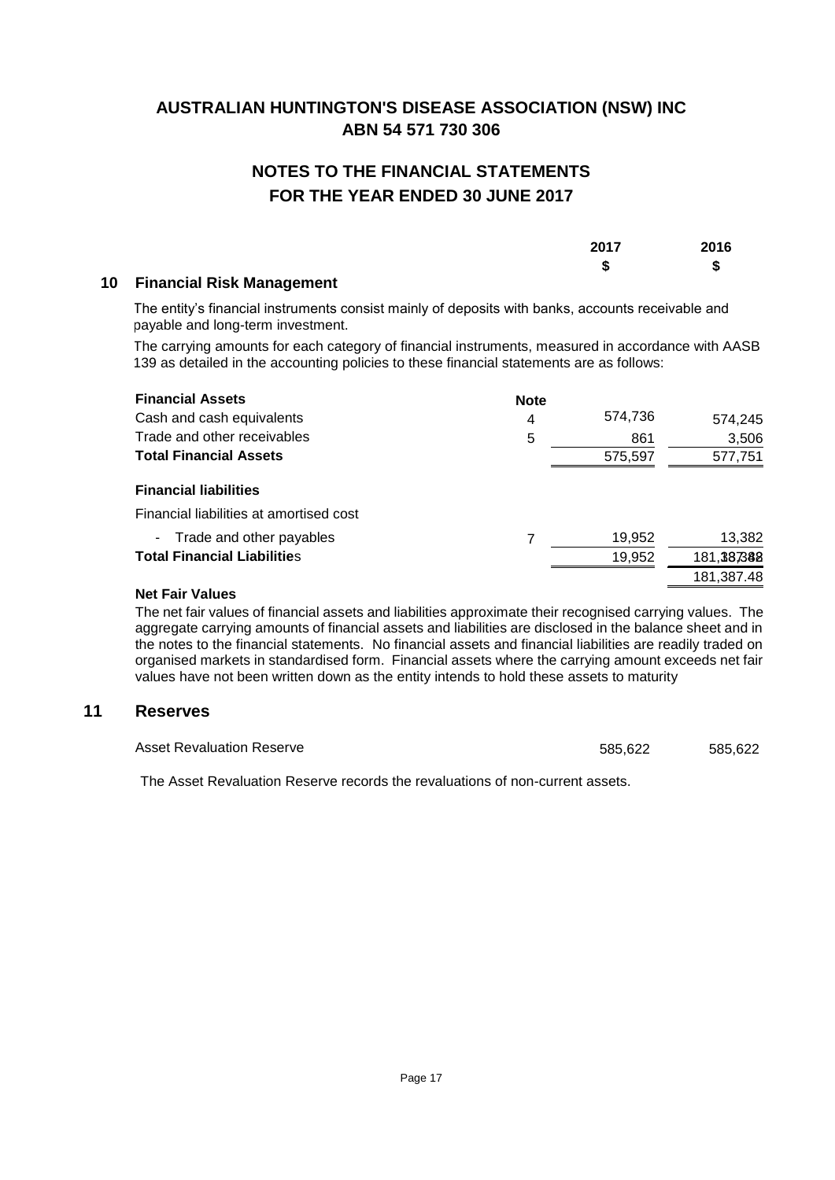# AUSTRALIAN HUNTINGTON'S DISEASE ASSOCIATION (NSW) INC
## ABN 54 571 730 306

## NOTES TO THE FINANCIAL STATEMENTS
## FOR THE YEAR ENDED 30 JUNE 2017

### 10 Financial Risk Management

The entity's financial instruments consist mainly of deposits with banks, accounts receivable and payable and long-term investment.

The carrying amounts for each category of financial instruments, measured in accordance with AASB 139 as detailed in the accounting policies to these financial statements are as follows:

| | Note | 2017 $ | 2016 $ |
|---|---|---|---|
| **Financial Assets** | | | |
| Cash and cash equivalents | 4 | 574,736 | 574,245 |
| Trade and other receivables | 5 | 861 | 3,506 |
| **Total Financial Assets** | | 575,597 | 577,751 |
| **Financial liabilities** | | | |
| Financial liabilities at amortised cost | | | |
| - Trade and other payables | 7 | 19,952 | 13,382 |
| **Total Financial Liabilities** | | 19,952 | 181,387.48 |
| | | | 181,387.48 |

**Net Fair Values**

The net fair values of financial assets and liabilities approximate their recognised carrying values. The aggregate carrying amounts of financial assets and liabilities are disclosed in the balance sheet and in the notes to the financial statements. No financial assets and financial liabilities are readily traded on organised markets in standardised form. Financial assets where the carrying amount exceeds net fair values have not been written down as the entity intends to hold these assets to maturity

### 11 Reserves

| | 2017 $ | 2016 $ |
|---|---|---|
| Asset Revaluation Reserve | 585,622 | 585,622 |

The Asset Revaluation Reserve records the revaluations of non-current assets.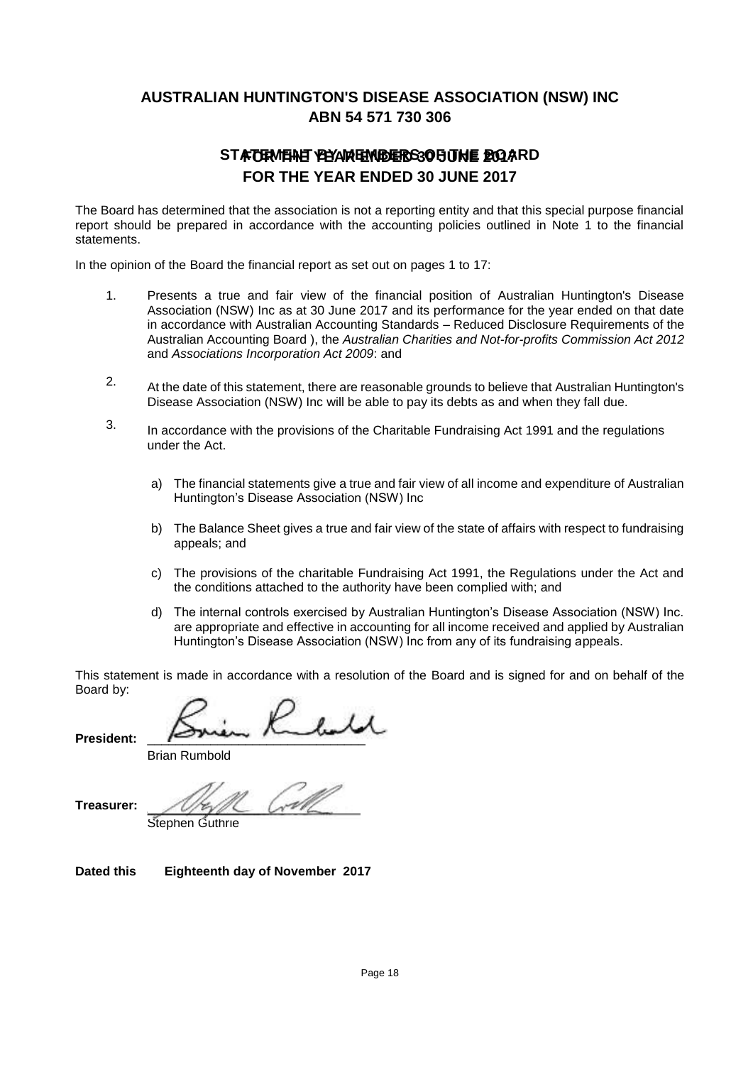# AUSTRALIAN HUNTINGTON'S DISEASE ASSOCIATION (NSW) INC
## ABN 54 571 730 306

## STATEMENT BY MEMBERS OF THE BOARD
## FOR THE YEAR ENDED 30 JUNE 2017

The Board has determined that the association is not a reporting entity and that this special purpose financial report should be prepared in accordance with the accounting policies outlined in Note 1 to the financial statements.

In the opinion of the Board the financial report as set out on pages 1 to 17:

1. Presents a true and fair view of the financial position of Australian Huntington's Disease Association (NSW) Inc as at 30 June 2017 and its performance for the year ended on that date in accordance with Australian Accounting Standards – Reduced Disclosure Requirements of the Australian Accounting Board ), the *Australian Charities and Not-for-profits Commission Act 2012* and *Associations Incorporation Act 2009*: and

2. At the date of this statement, there are reasonable grounds to believe that Australian Huntington's Disease Association (NSW) Inc will be able to pay its debts as and when they fall due.

3. In accordance with the provisions of the Charitable Fundraising Act 1991 and the regulations under the Act.

   a) The financial statements give a true and fair view of all income and expenditure of Australian Huntington's Disease Association (NSW) Inc

   b) The Balance Sheet gives a true and fair view of the state of affairs with respect to fundraising appeals; and

   c) The provisions of the charitable Fundraising Act 1991, the Regulations under the Act and the conditions attached to the authority have been complied with; and

   d) The internal controls exercised by Australian Huntington's Disease Association (NSW) Inc. are appropriate and effective in accounting for all income received and applied by Australian Huntington's Disease Association (NSW) Inc from any of its fundraising appeals.

This statement is made in accordance with a resolution of the Board and is signed for and on behalf of the Board by:

**President:** ______________________________
Brian Rumbold

**Treasurer:** ______________________________
Stephen Guthrie

**Dated this Eighteenth day of November 2017**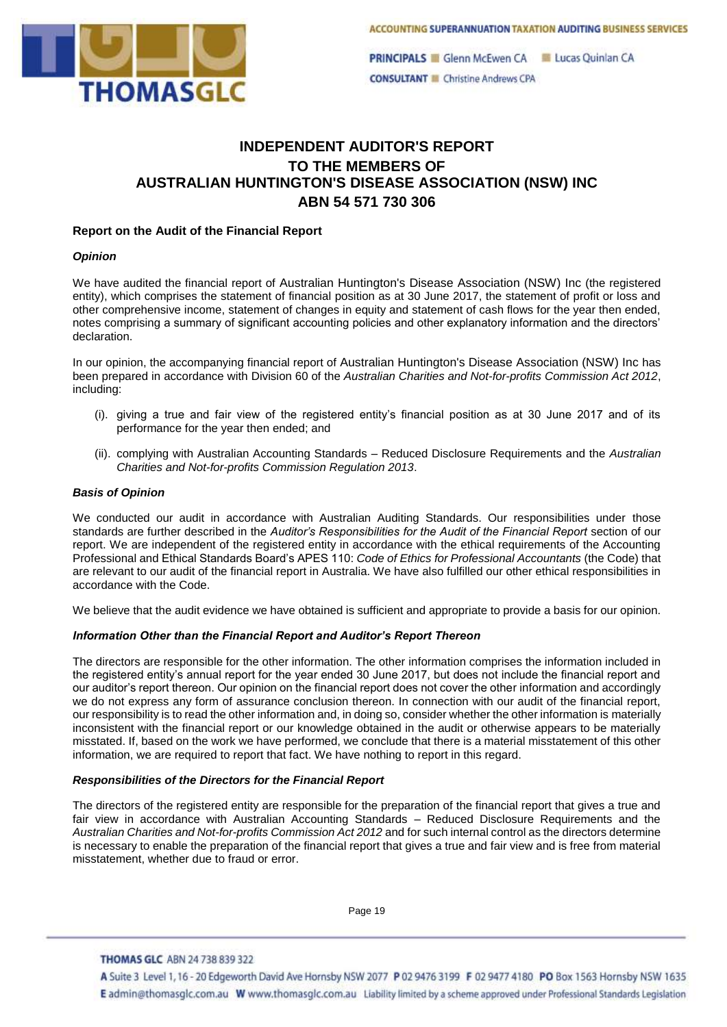# INDEPENDENT AUDITOR'S REPORT
# TO THE MEMBERS OF
# AUSTRALIAN HUNTINGTON'S DISEASE ASSOCIATION (NSW) INC
# ABN 54 571 730 306

### Report on the Audit of the Financial Report

#### *Opinion*

We have audited the financial report of Australian Huntington's Disease Association (NSW) Inc (the registered entity), which comprises the statement of financial position as at 30 June 2017, the statement of profit or loss and other comprehensive income, statement of changes in equity and statement of cash flows for the year then ended, notes comprising a summary of significant accounting policies and other explanatory information and the directors' declaration.

In our opinion, the accompanying financial report of Australian Huntington's Disease Association (NSW) Inc has been prepared in accordance with Division 60 of the *Australian Charities and Not-for-profits Commission Act 2012*, including:

(i). giving a true and fair view of the registered entity's financial position as at 30 June 2017 and of its performance for the year then ended; and

(ii). complying with Australian Accounting Standards – Reduced Disclosure Requirements and the *Australian Charities and Not-for-profits Commission Regulation 2013*.

#### *Basis of Opinion*

We conducted our audit in accordance with Australian Auditing Standards. Our responsibilities under those standards are further described in the *Auditor's Responsibilities for the Audit of the Financial Report* section of our report. We are independent of the registered entity in accordance with the ethical requirements of the Accounting Professional and Ethical Standards Board's APES 110: *Code of Ethics for Professional Accountants* (the Code) that are relevant to our audit of the financial report in Australia. We have also fulfilled our other ethical responsibilities in accordance with the Code.

We believe that the audit evidence we have obtained is sufficient and appropriate to provide a basis for our opinion.

#### *Information Other than the Financial Report and Auditor's Report Thereon*

The directors are responsible for the other information. The other information comprises the information included in the registered entity's annual report for the year ended 30 June 2017, but does not include the financial report and our auditor's report thereon. Our opinion on the financial report does not cover the other information and accordingly we do not express any form of assurance conclusion thereon. In connection with our audit of the financial report, our responsibility is to read the other information and, in doing so, consider whether the other information is materially inconsistent with the financial report or our knowledge obtained in the audit or otherwise appears to be materially misstated. If, based on the work we have performed, we conclude that there is a material misstatement of this other information, we are required to report that fact. We have nothing to report in this regard.

#### *Responsibilities of the Directors for the Financial Report*

The directors of the registered entity are responsible for the preparation of the financial report that gives a true and fair view in accordance with Australian Accounting Standards – Reduced Disclosure Requirements and the *Australian Charities and Not-for-profits Commission Act 2012* and for such internal control as the directors determine is necessary to enable the preparation of the financial report that gives a true and fair view and is free from material misstatement, whether due to fraud or error.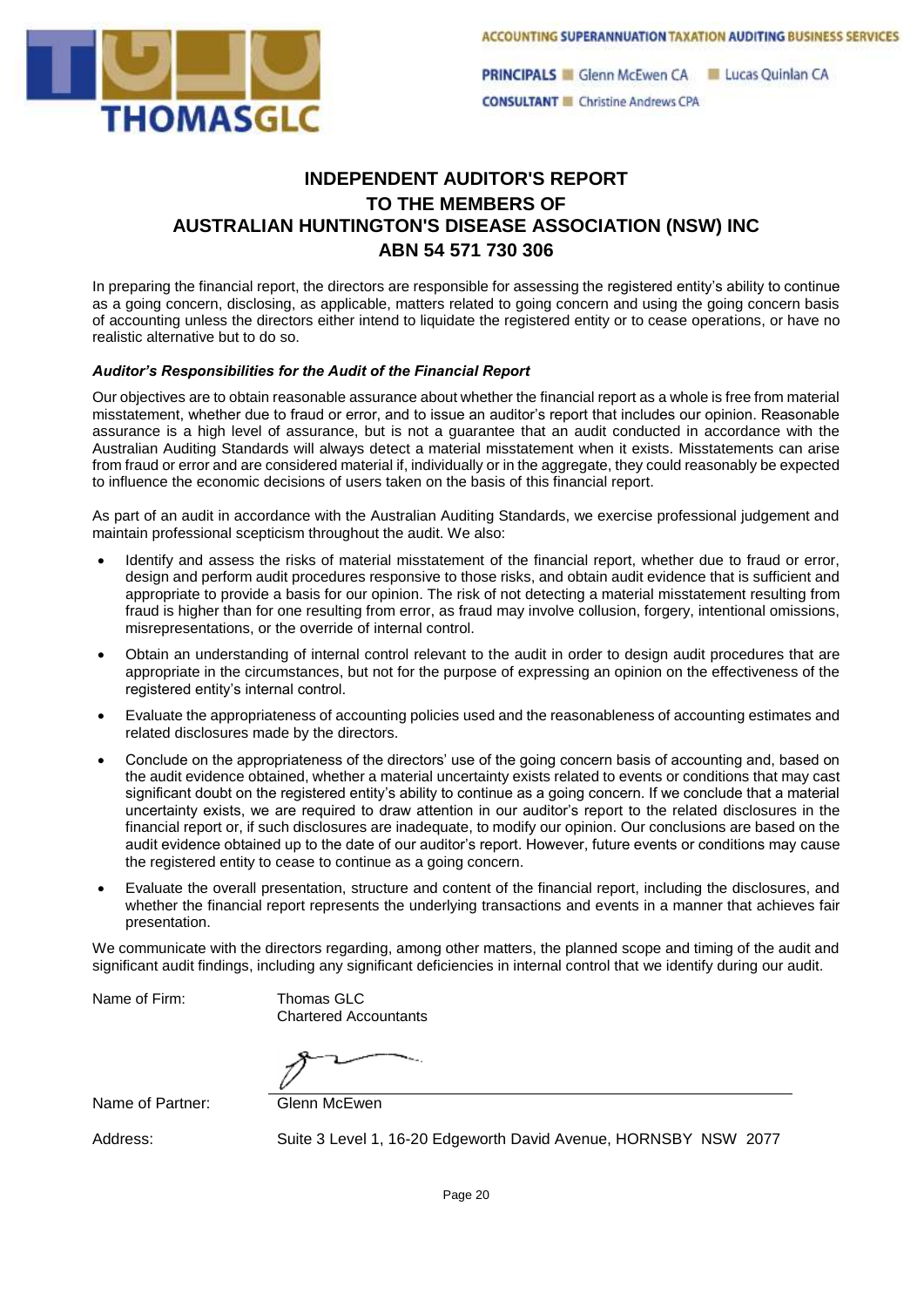# INDEPENDENT AUDITOR'S REPORT TO THE MEMBERS OF AUSTRALIAN HUNTINGTON'S DISEASE ASSOCIATION (NSW) INC ABN 54 571 730 306

In preparing the financial report, the directors are responsible for assessing the registered entity's ability to continue as a going concern, disclosing, as applicable, matters related to going concern and using the going concern basis of accounting unless the directors either intend to liquidate the registered entity or to cease operations, or have no realistic alternative but to do so.

### *Auditor's Responsibilities for the Audit of the Financial Report*

Our objectives are to obtain reasonable assurance about whether the financial report as a whole is free from material misstatement, whether due to fraud or error, and to issue an auditor's report that includes our opinion. Reasonable assurance is a high level of assurance, but is not a guarantee that an audit conducted in accordance with the Australian Auditing Standards will always detect a material misstatement when it exists. Misstatements can arise from fraud or error and are considered material if, individually or in the aggregate, they could reasonably be expected to influence the economic decisions of users taken on the basis of this financial report.

As part of an audit in accordance with the Australian Auditing Standards, we exercise professional judgement and maintain professional scepticism throughout the audit. We also:

- Identify and assess the risks of material misstatement of the financial report, whether due to fraud or error, design and perform audit procedures responsive to those risks, and obtain audit evidence that is sufficient and appropriate to provide a basis for our opinion. The risk of not detecting a material misstatement resulting from fraud is higher than for one resulting from error, as fraud may involve collusion, forgery, intentional omissions, misrepresentations, or the override of internal control.
- Obtain an understanding of internal control relevant to the audit in order to design audit procedures that are appropriate in the circumstances, but not for the purpose of expressing an opinion on the effectiveness of the registered entity's internal control.
- Evaluate the appropriateness of accounting policies used and the reasonableness of accounting estimates and related disclosures made by the directors.
- Conclude on the appropriateness of the directors' use of the going concern basis of accounting and, based on the audit evidence obtained, whether a material uncertainty exists related to events or conditions that may cast significant doubt on the registered entity's ability to continue as a going concern. If we conclude that a material uncertainty exists, we are required to draw attention in our auditor's report to the related disclosures in the financial report or, if such disclosures are inadequate, to modify our opinion. Our conclusions are based on the audit evidence obtained up to the date of our auditor's report. However, future events or conditions may cause the registered entity to cease to continue as a going concern.
- Evaluate the overall presentation, structure and content of the financial report, including the disclosures, and whether the financial report represents the underlying transactions and events in a manner that achieves fair presentation.

We communicate with the directors regarding, among other matters, the planned scope and timing of the audit and significant audit findings, including any significant deficiencies in internal control that we identify during our audit.

Name of Firm: Thomas GLC
Chartered Accountants

Name of Partner: Glenn McEwen

Address: Suite 3 Level 1, 16-20 Edgeworth David Avenue, HORNSBY NSW 2077